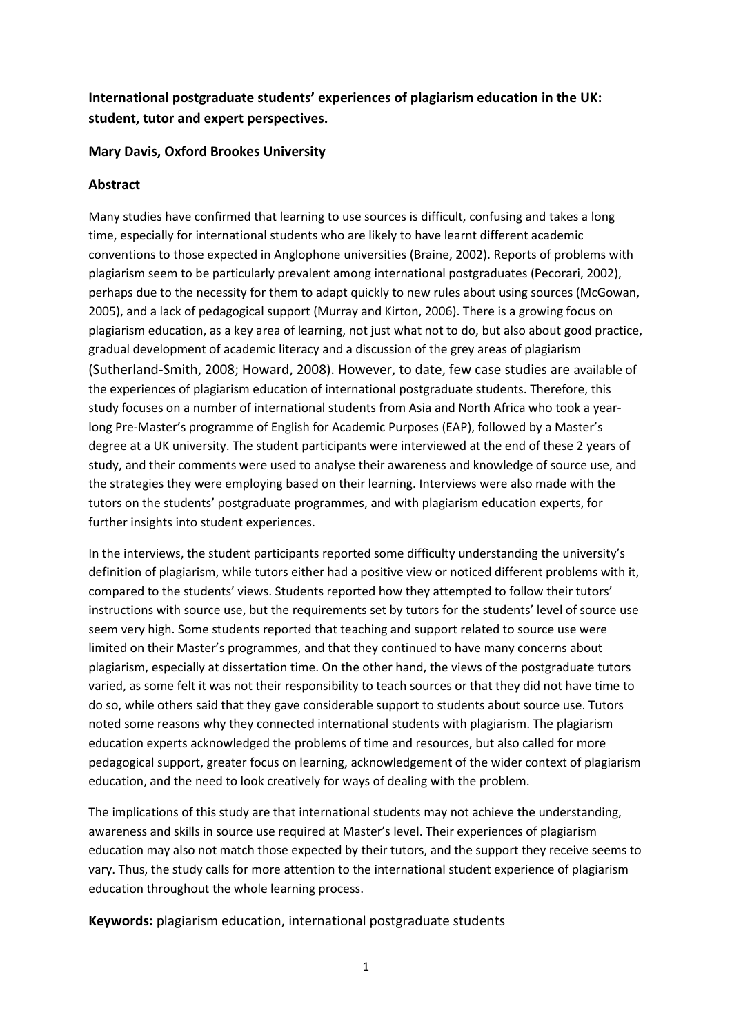**International postgraduate students' experiences of plagiarism education in the UK: student, tutor and expert perspectives.**

**Mary Davis, Oxford Brookes University**

**Abstract**

Many studies have confirmed that learning to use sources is difficult, confusing and takes a long time, especially for international students who are likely to have learnt different academic conventions to those expected in Anglophone universities (Braine, 2002). Reports of problems with plagiarism seem to be particularly prevalent among international postgraduates (Pecorari, 2002), perhaps due to the necessity for them to adapt quickly to new rules about using sources (McGowan, 2005), and a lack of pedagogical support (Murray and Kirton, 2006). There is a growing focus on plagiarism education, as a key area of learning, not just what not to do, but also about good practice, gradual development of academic literacy and a discussion of the grey areas of plagiarism (Sutherland-Smith, 2008; Howard, 2008). However, to date, few case studies are available of the experiences of plagiarism education of international postgraduate students. Therefore, this study focuses on a number of international students from Asia and North Africa who took a year-long Pre-Master's programme of English for Academic Purposes (EAP), followed by a Master's degree at a UK university. The student participants were interviewed at the end of these 2 years of study, and their comments were used to analyse their awareness and knowledge of source use, and the strategies they were employing based on their learning. Interviews were also made with the tutors on the students' postgraduate programmes, and with plagiarism education experts, for further insights into student experiences.

In the interviews, the student participants reported some difficulty understanding the university's definition of plagiarism, while tutors either had a positive view or noticed different problems with it, compared to the students' views. Students reported how they attempted to follow their tutors' instructions with source use, but the requirements set by tutors for the students' level of source use seem very high. Some students reported that teaching and support related to source use were limited on their Master's programmes, and that they continued to have many concerns about plagiarism, especially at dissertation time. On the other hand, the views of the postgraduate tutors varied, as some felt it was not their responsibility to teach sources or that they did not have time to do so, while others said that they gave considerable support to students about source use. Tutors noted some reasons why they connected international students with plagiarism. The plagiarism education experts acknowledged the problems of time and resources, but also called for more pedagogical support, greater focus on learning, acknowledgement of the wider context of plagiarism education, and the need to look creatively for ways of dealing with the problem.

The implications of this study are that international students may not achieve the understanding, awareness and skills in source use required at Master's level. Their experiences of plagiarism education may also not match those expected by their tutors, and the support they receive seems to vary. Thus, the study calls for more attention to the international student experience of plagiarism education throughout the whole learning process.

**Keywords:** plagiarism education, international postgraduate students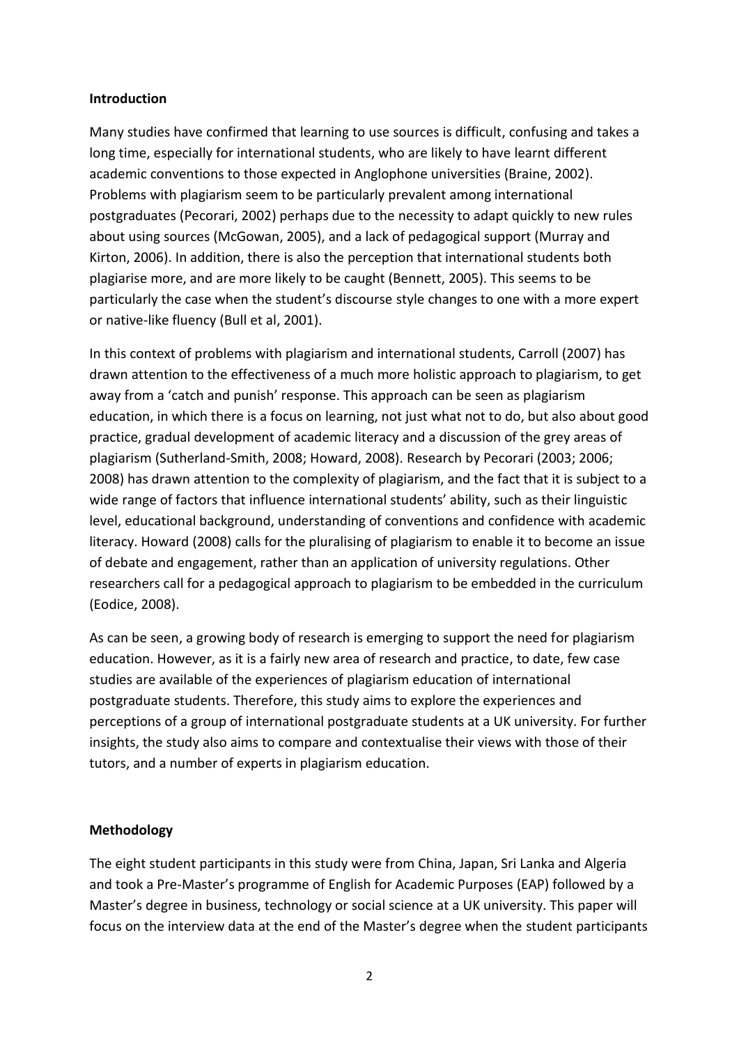## Introduction

Many studies have confirmed that learning to use sources is difficult, confusing and takes a long time, especially for international students, who are likely to have learnt different academic conventions to those expected in Anglophone universities (Braine, 2002). Problems with plagiarism seem to be particularly prevalent among international postgraduates (Pecorari, 2002) perhaps due to the necessity to adapt quickly to new rules about using sources (McGowan, 2005), and a lack of pedagogical support (Murray and Kirton, 2006). In addition, there is also the perception that international students both plagiarise more, and are more likely to be caught (Bennett, 2005). This seems to be particularly the case when the student's discourse style changes to one with a more expert or native-like fluency (Bull et al, 2001).

In this context of problems with plagiarism and international students, Carroll (2007) has drawn attention to the effectiveness of a much more holistic approach to plagiarism, to get away from a 'catch and punish' response. This approach can be seen as plagiarism education, in which there is a focus on learning, not just what not to do, but also about good practice, gradual development of academic literacy and a discussion of the grey areas of plagiarism (Sutherland-Smith, 2008; Howard, 2008). Research by Pecorari (2003; 2006; 2008) has drawn attention to the complexity of plagiarism, and the fact that it is subject to a wide range of factors that influence international students' ability, such as their linguistic level, educational background, understanding of conventions and confidence with academic literacy. Howard (2008) calls for the pluralising of plagiarism to enable it to become an issue of debate and engagement, rather than an application of university regulations. Other researchers call for a pedagogical approach to plagiarism to be embedded in the curriculum (Eodice, 2008).

As can be seen, a growing body of research is emerging to support the need for plagiarism education. However, as it is a fairly new area of research and practice, to date, few case studies are available of the experiences of plagiarism education of international postgraduate students. Therefore, this study aims to explore the experiences and perceptions of a group of international postgraduate students at a UK university. For further insights, the study also aims to compare and contextualise their views with those of their tutors, and a number of experts in plagiarism education.

## Methodology

The eight student participants in this study were from China, Japan, Sri Lanka and Algeria and took a Pre-Master's programme of English for Academic Purposes (EAP) followed by a Master's degree in business, technology or social science at a UK university. This paper will focus on the interview data at the end of the Master's degree when the student participants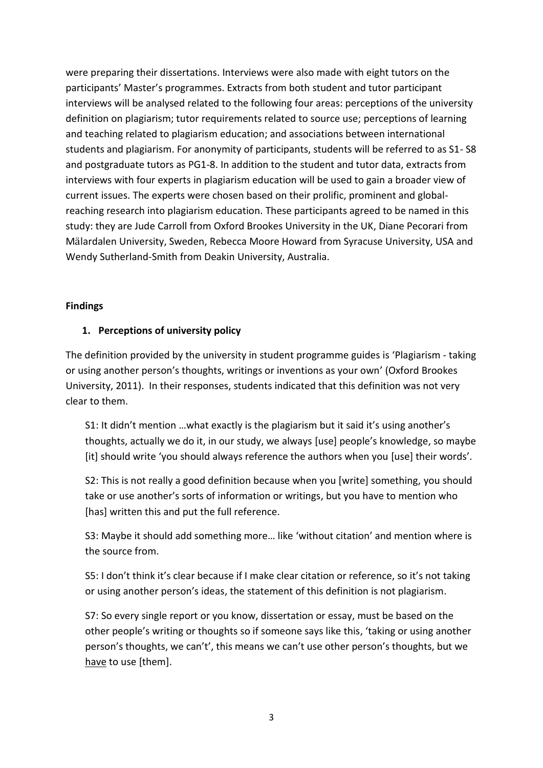were preparing their dissertations. Interviews were also made with eight tutors on the participants' Master's programmes. Extracts from both student and tutor participant interviews will be analysed related to the following four areas: perceptions of the university definition on plagiarism; tutor requirements related to source use; perceptions of learning and teaching related to plagiarism education; and associations between international students and plagiarism. For anonymity of participants, students will be referred to as S1- S8 and postgraduate tutors as PG1-8. In addition to the student and tutor data, extracts from interviews with four experts in plagiarism education will be used to gain a broader view of current issues. The experts were chosen based on their prolific, prominent and global-reaching research into plagiarism education. These participants agreed to be named in this study: they are Jude Carroll from Oxford Brookes University in the UK, Diane Pecorari from Mälardalen University, Sweden, Rebecca Moore Howard from Syracuse University, USA and Wendy Sutherland-Smith from Deakin University, Australia.

## Findings

### 1. Perceptions of university policy

The definition provided by the university in student programme guides is 'Plagiarism - taking or using another person's thoughts, writings or inventions as your own' (Oxford Brookes University, 2011). In their responses, students indicated that this definition was not very clear to them.

> S1: It didn't mention …what exactly is the plagiarism but it said it's using another's thoughts, actually we do it, in our study, we always [use] people's knowledge, so maybe [it] should write 'you should always reference the authors when you [use] their words'.

> S2: This is not really a good definition because when you [write] something, you should take or use another's sorts of information or writings, but you have to mention who [has] written this and put the full reference.

> S3: Maybe it should add something more… like 'without citation' and mention where is the source from.

> S5: I don't think it's clear because if I make clear citation or reference, so it's not taking or using another person's ideas, the statement of this definition is not plagiarism.

> S7: So every single report or you know, dissertation or essay, must be based on the other people's writing or thoughts so if someone says like this, 'taking or using another person's thoughts, we can't', this means we can't use other person's thoughts, but we <u>have</u> to use [them].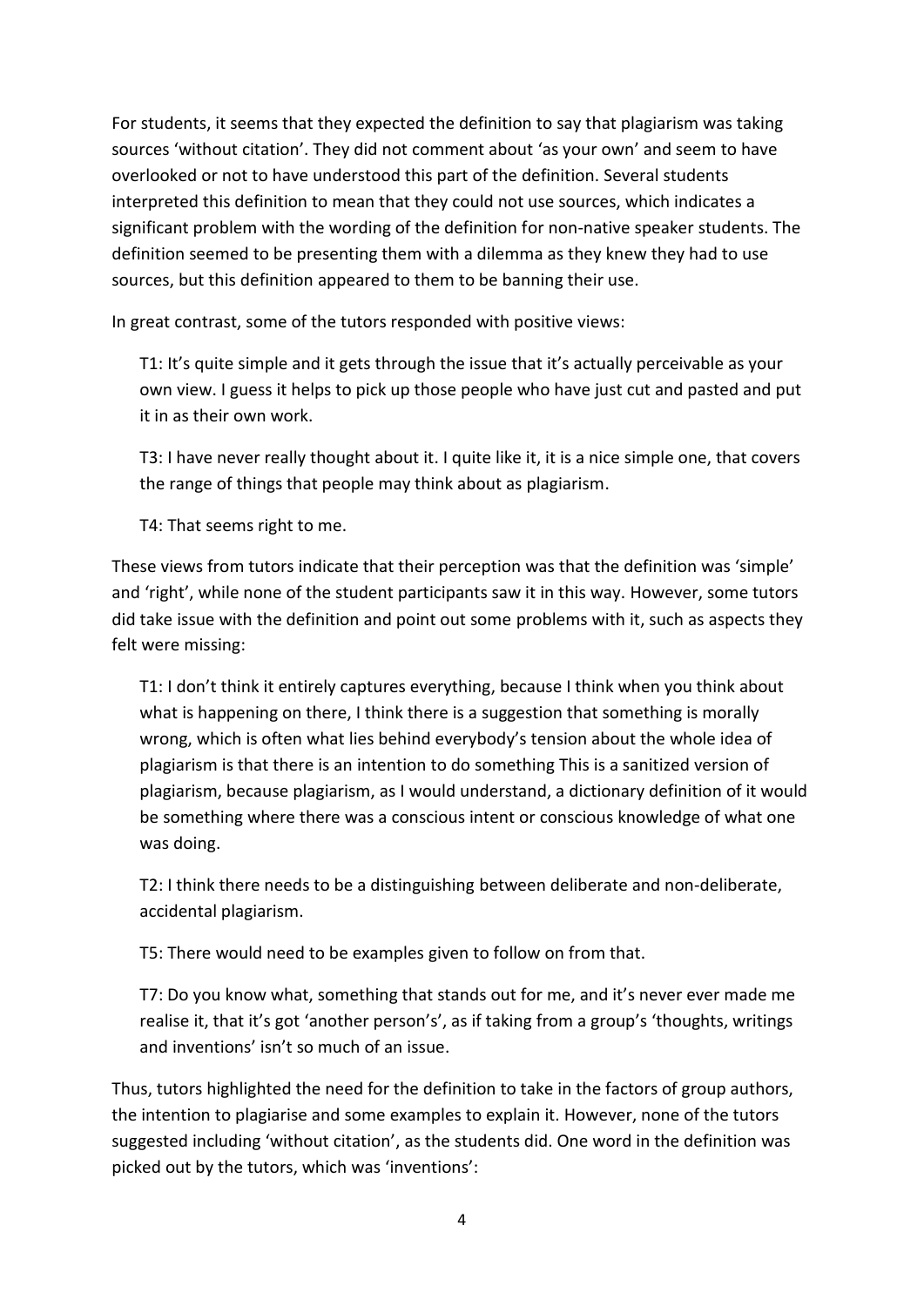For students, it seems that they expected the definition to say that plagiarism was taking sources 'without citation'. They did not comment about 'as your own' and seem to have overlooked or not to have understood this part of the definition. Several students interpreted this definition to mean that they could not use sources, which indicates a significant problem with the wording of the definition for non-native speaker students. The definition seemed to be presenting them with a dilemma as they knew they had to use sources, but this definition appeared to them to be banning their use.

In great contrast, some of the tutors responded with positive views:

> T1: It's quite simple and it gets through the issue that it's actually perceivable as your own view. I guess it helps to pick up those people who have just cut and pasted and put it in as their own work.
>
> T3: I have never really thought about it. I quite like it, it is a nice simple one, that covers the range of things that people may think about as plagiarism.
>
> T4: That seems right to me.

These views from tutors indicate that their perception was that the definition was 'simple' and 'right', while none of the student participants saw it in this way. However, some tutors did take issue with the definition and point out some problems with it, such as aspects they felt were missing:

> T1: I don't think it entirely captures everything, because I think when you think about what is happening on there, I think there is a suggestion that something is morally wrong, which is often what lies behind everybody's tension about the whole idea of plagiarism is that there is an intention to do something This is a sanitized version of plagiarism, because plagiarism, as I would understand, a dictionary definition of it would be something where there was a conscious intent or conscious knowledge of what one was doing.
>
> T2: I think there needs to be a distinguishing between deliberate and non-deliberate, accidental plagiarism.
>
> T5: There would need to be examples given to follow on from that.
>
> T7: Do you know what, something that stands out for me, and it's never ever made me realise it, that it's got 'another person's', as if taking from a group's 'thoughts, writings and inventions' isn't so much of an issue.

Thus, tutors highlighted the need for the definition to take in the factors of group authors, the intention to plagiarise and some examples to explain it. However, none of the tutors suggested including 'without citation', as the students did. One word in the definition was picked out by the tutors, which was 'inventions':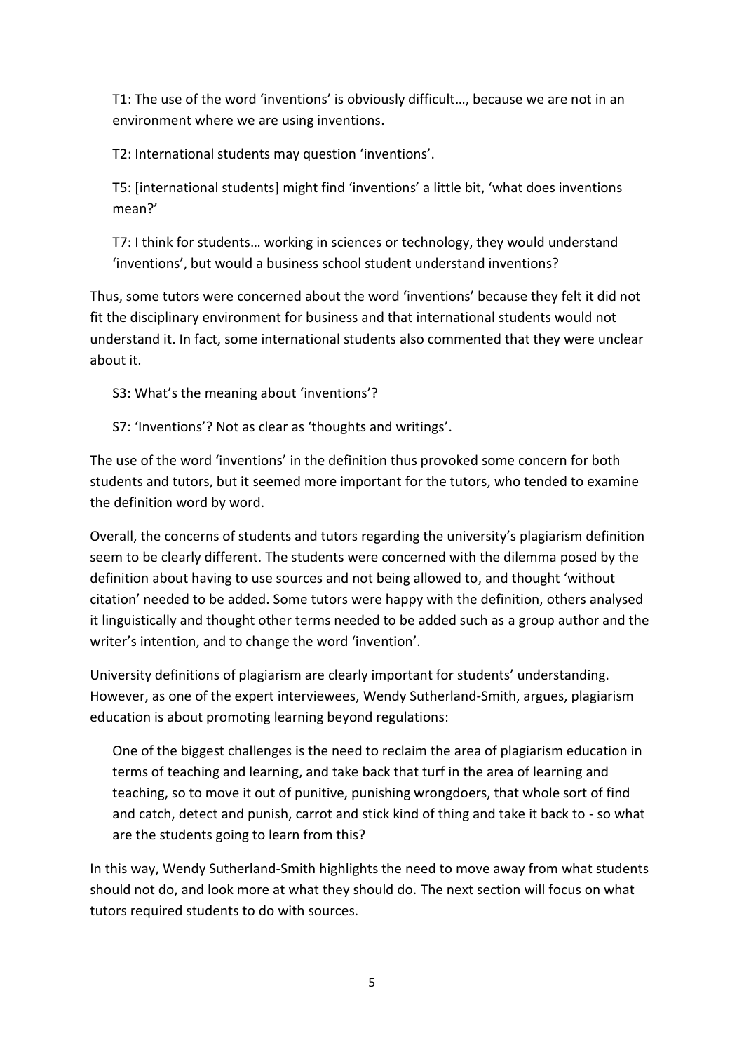> T1: The use of the word 'inventions' is obviously difficult…, because we are not in an environment where we are using inventions.
>
> T2: International students may question 'inventions'.
>
> T5: [international students] might find 'inventions' a little bit, 'what does inventions mean?'
>
> T7: I think for students… working in sciences or technology, they would understand 'inventions', but would a business school student understand inventions?

Thus, some tutors were concerned about the word 'inventions' because they felt it did not fit the disciplinary environment for business and that international students would not understand it. In fact, some international students also commented that they were unclear about it.

> S3: What's the meaning about 'inventions'?
>
> S7: 'Inventions'? Not as clear as 'thoughts and writings'.

The use of the word 'inventions' in the definition thus provoked some concern for both students and tutors, but it seemed more important for the tutors, who tended to examine the definition word by word.

Overall, the concerns of students and tutors regarding the university's plagiarism definition seem to be clearly different. The students were concerned with the dilemma posed by the definition about having to use sources and not being allowed to, and thought 'without citation' needed to be added. Some tutors were happy with the definition, others analysed it linguistically and thought other terms needed to be added such as a group author and the writer's intention, and to change the word 'invention'.

University definitions of plagiarism are clearly important for students' understanding. However, as one of the expert interviewees, Wendy Sutherland-Smith, argues, plagiarism education is about promoting learning beyond regulations:

> One of the biggest challenges is the need to reclaim the area of plagiarism education in terms of teaching and learning, and take back that turf in the area of learning and teaching, so to move it out of punitive, punishing wrongdoers, that whole sort of find and catch, detect and punish, carrot and stick kind of thing and take it back to - so what are the students going to learn from this?

In this way, Wendy Sutherland-Smith highlights the need to move away from what students should not do, and look more at what they should do. The next section will focus on what tutors required students to do with sources.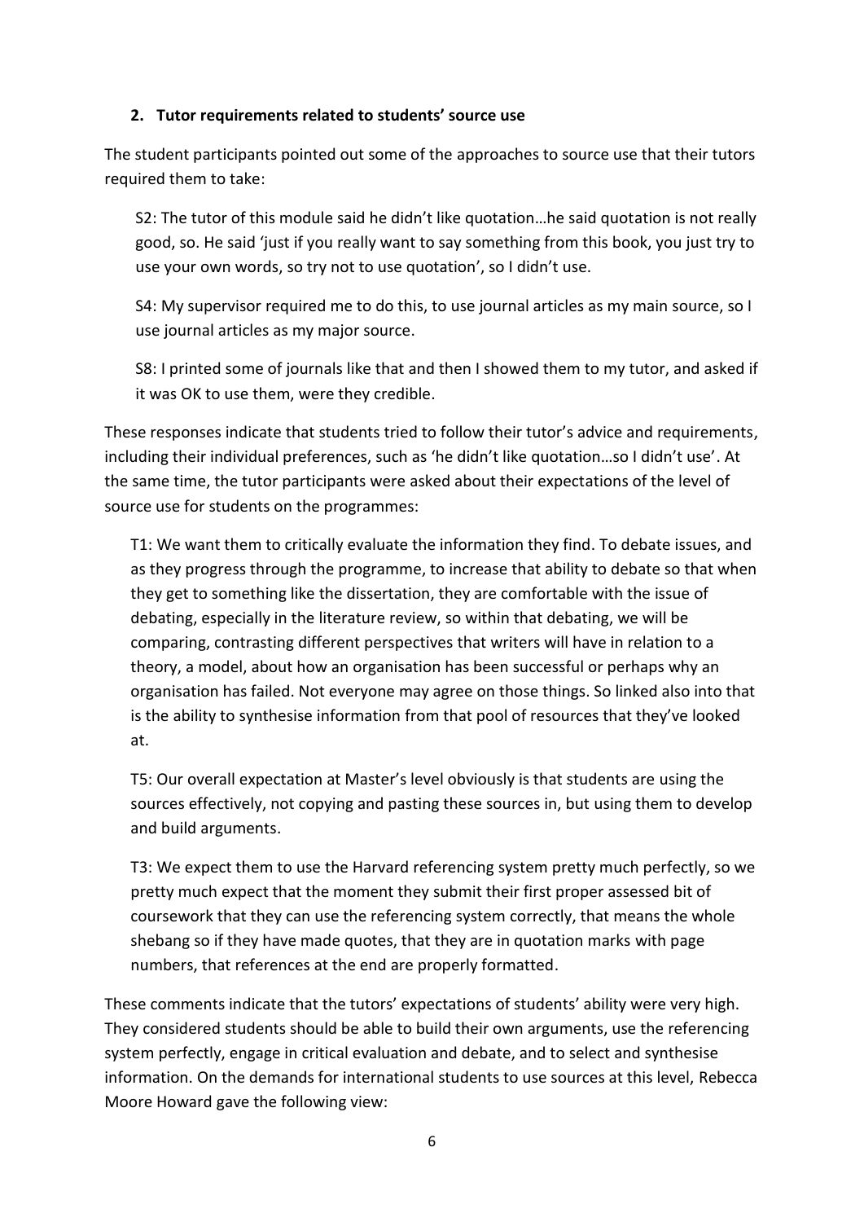## 2. Tutor requirements related to students' source use

The student participants pointed out some of the approaches to source use that their tutors required them to take:

> S2: The tutor of this module said he didn't like quotation…he said quotation is not really good, so. He said 'just if you really want to say something from this book, you just try to use your own words, so try not to use quotation', so I didn't use.
>
> S4: My supervisor required me to do this, to use journal articles as my main source, so I use journal articles as my major source.
>
> S8: I printed some of journals like that and then I showed them to my tutor, and asked if it was OK to use them, were they credible.

These responses indicate that students tried to follow their tutor's advice and requirements, including their individual preferences, such as 'he didn't like quotation…so I didn't use'. At the same time, the tutor participants were asked about their expectations of the level of source use for students on the programmes:

> T1: We want them to critically evaluate the information they find. To debate issues, and as they progress through the programme, to increase that ability to debate so that when they get to something like the dissertation, they are comfortable with the issue of debating, especially in the literature review, so within that debating, we will be comparing, contrasting different perspectives that writers will have in relation to a theory, a model, about how an organisation has been successful or perhaps why an organisation has failed. Not everyone may agree on those things. So linked also into that is the ability to synthesise information from that pool of resources that they've looked at.
>
> T5: Our overall expectation at Master's level obviously is that students are using the sources effectively, not copying and pasting these sources in, but using them to develop and build arguments.
>
> T3: We expect them to use the Harvard referencing system pretty much perfectly, so we pretty much expect that the moment they submit their first proper assessed bit of coursework that they can use the referencing system correctly, that means the whole shebang so if they have made quotes, that they are in quotation marks with page numbers, that references at the end are properly formatted.

These comments indicate that the tutors' expectations of students' ability were very high. They considered students should be able to build their own arguments, use the referencing system perfectly, engage in critical evaluation and debate, and to select and synthesise information. On the demands for international students to use sources at this level, Rebecca Moore Howard gave the following view: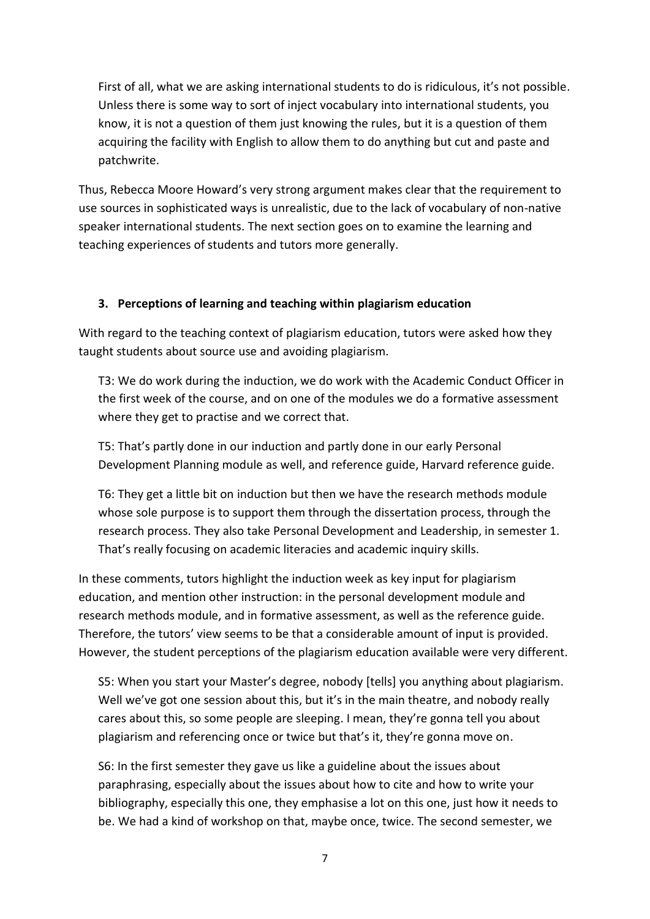> First of all, what we are asking international students to do is ridiculous, it's not possible. Unless there is some way to sort of inject vocabulary into international students, you know, it is not a question of them just knowing the rules, but it is a question of them acquiring the facility with English to allow them to do anything but cut and paste and patchwrite.

Thus, Rebecca Moore Howard's very strong argument makes clear that the requirement to use sources in sophisticated ways is unrealistic, due to the lack of vocabulary of non-native speaker international students. The next section goes on to examine the learning and teaching experiences of students and tutors more generally.

### 3. Perceptions of learning and teaching within plagiarism education

With regard to the teaching context of plagiarism education, tutors were asked how they taught students about source use and avoiding plagiarism.

> T3: We do work during the induction, we do work with the Academic Conduct Officer in the first week of the course, and on one of the modules we do a formative assessment where they get to practise and we correct that.

> T5: That's partly done in our induction and partly done in our early Personal Development Planning module as well, and reference guide, Harvard reference guide.

> T6: They get a little bit on induction but then we have the research methods module whose sole purpose is to support them through the dissertation process, through the research process. They also take Personal Development and Leadership, in semester 1. That's really focusing on academic literacies and academic inquiry skills.

In these comments, tutors highlight the induction week as key input for plagiarism education, and mention other instruction: in the personal development module and research methods module, and in formative assessment, as well as the reference guide. Therefore, the tutors' view seems to be that a considerable amount of input is provided. However, the student perceptions of the plagiarism education available were very different.

> S5: When you start your Master's degree, nobody [tells] you anything about plagiarism. Well we've got one session about this, but it's in the main theatre, and nobody really cares about this, so some people are sleeping. I mean, they're gonna tell you about plagiarism and referencing once or twice but that's it, they're gonna move on.

> S6: In the first semester they gave us like a guideline about the issues about paraphrasing, especially about the issues about how to cite and how to write your bibliography, especially this one, they emphasise a lot on this one, just how it needs to be. We had a kind of workshop on that, maybe once, twice. The second semester, we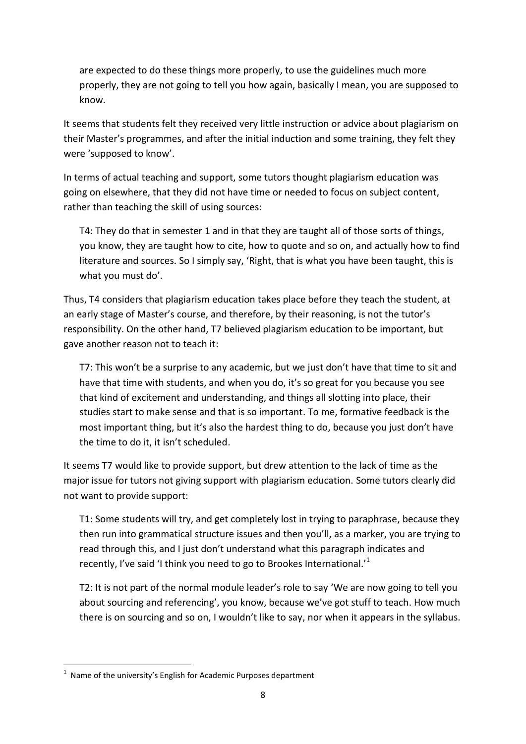are expected to do these things more properly, to use the guidelines much more properly, they are not going to tell you how again, basically I mean, you are supposed to know.

It seems that students felt they received very little instruction or advice about plagiarism on their Master's programmes, and after the initial induction and some training, they felt they were 'supposed to know'.

In terms of actual teaching and support, some tutors thought plagiarism education was going on elsewhere, that they did not have time or needed to focus on subject content, rather than teaching the skill of using sources:

> T4: They do that in semester 1 and in that they are taught all of those sorts of things, you know, they are taught how to cite, how to quote and so on, and actually how to find literature and sources. So I simply say, 'Right, that is what you have been taught, this is what you must do'.

Thus, T4 considers that plagiarism education takes place before they teach the student, at an early stage of Master's course, and therefore, by their reasoning, is not the tutor's responsibility. On the other hand, T7 believed plagiarism education to be important, but gave another reason not to teach it:

> T7: This won't be a surprise to any academic, but we just don't have that time to sit and have that time with students, and when you do, it's so great for you because you see that kind of excitement and understanding, and things all slotting into place, their studies start to make sense and that is so important. To me, formative feedback is the most important thing, but it's also the hardest thing to do, because you just don't have the time to do it, it isn't scheduled.

It seems T7 would like to provide support, but drew attention to the lack of time as the major issue for tutors not giving support with plagiarism education. Some tutors clearly did not want to provide support:

> T1: Some students will try, and get completely lost in trying to paraphrase, because they then run into grammatical structure issues and then you'll, as a marker, you are trying to read through this, and I just don't understand what this paragraph indicates and recently, I've said 'I think you need to go to Brookes International.'[1]

> T2: It is not part of the normal module leader's role to say 'We are now going to tell you about sourcing and referencing', you know, because we've got stuff to teach. How much there is on sourcing and so on, I wouldn't like to say, nor when it appears in the syllabus.

---

[1] Name of the university's English for Academic Purposes department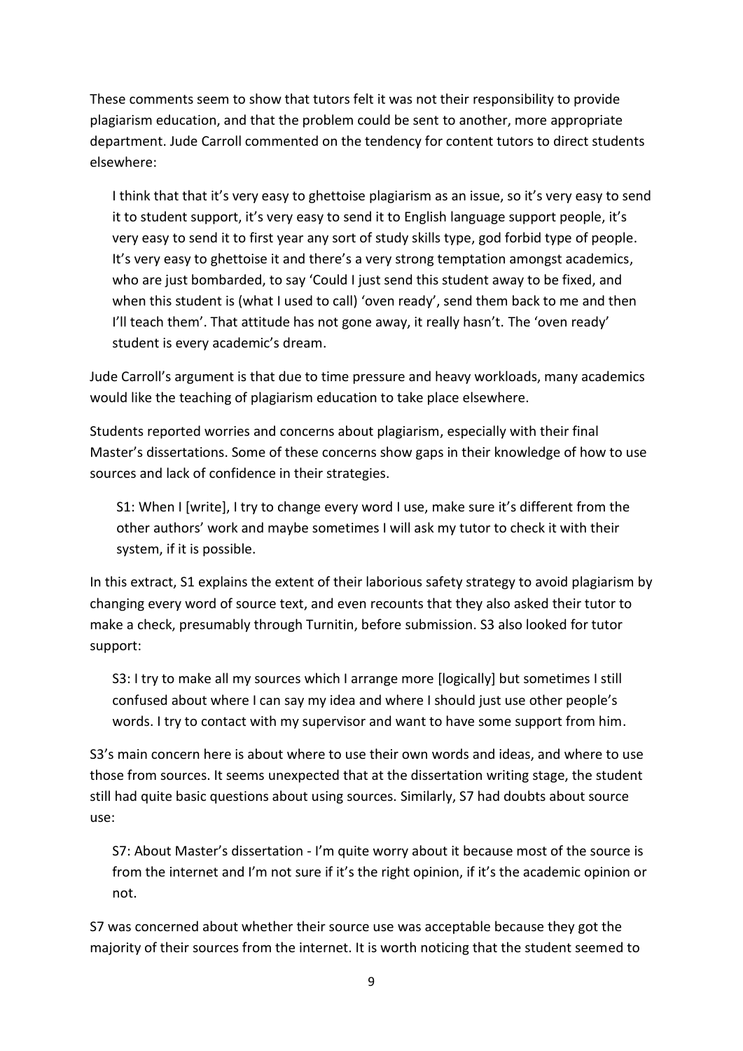These comments seem to show that tutors felt it was not their responsibility to provide plagiarism education, and that the problem could be sent to another, more appropriate department. Jude Carroll commented on the tendency for content tutors to direct students elsewhere:

> I think that that it's very easy to ghettoise plagiarism as an issue, so it's very easy to send it to student support, it's very easy to send it to English language support people, it's very easy to send it to first year any sort of study skills type, god forbid type of people. It's very easy to ghettoise it and there's a very strong temptation amongst academics, who are just bombarded, to say 'Could I just send this student away to be fixed, and when this student is (what I used to call) 'oven ready', send them back to me and then I'll teach them'. That attitude has not gone away, it really hasn't. The 'oven ready' student is every academic's dream.

Jude Carroll's argument is that due to time pressure and heavy workloads, many academics would like the teaching of plagiarism education to take place elsewhere.

Students reported worries and concerns about plagiarism, especially with their final Master's dissertations. Some of these concerns show gaps in their knowledge of how to use sources and lack of confidence in their strategies.

> S1: When I [write], I try to change every word I use, make sure it's different from the other authors' work and maybe sometimes I will ask my tutor to check it with their system, if it is possible.

In this extract, S1 explains the extent of their laborious safety strategy to avoid plagiarism by changing every word of source text, and even recounts that they also asked their tutor to make a check, presumably through Turnitin, before submission. S3 also looked for tutor support:

> S3: I try to make all my sources which I arrange more [logically] but sometimes I still confused about where I can say my idea and where I should just use other people's words. I try to contact with my supervisor and want to have some support from him.

S3's main concern here is about where to use their own words and ideas, and where to use those from sources. It seems unexpected that at the dissertation writing stage, the student still had quite basic questions about using sources. Similarly, S7 had doubts about source use:

> S7: About Master's dissertation - I'm quite worry about it because most of the source is from the internet and I'm not sure if it's the right opinion, if it's the academic opinion or not.

S7 was concerned about whether their source use was acceptable because they got the majority of their sources from the internet. It is worth noticing that the student seemed to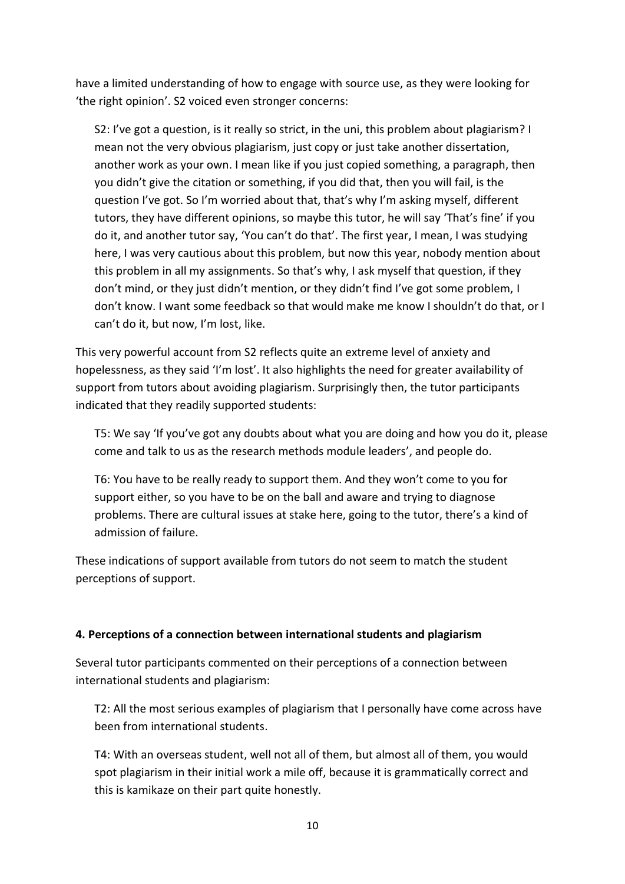have a limited understanding of how to engage with source use, as they were looking for 'the right opinion'. S2 voiced even stronger concerns:

> S2: I've got a question, is it really so strict, in the uni, this problem about plagiarism? I mean not the very obvious plagiarism, just copy or just take another dissertation, another work as your own. I mean like if you just copied something, a paragraph, then you didn't give the citation or something, if you did that, then you will fail, is the question I've got. So I'm worried about that, that's why I'm asking myself, different tutors, they have different opinions, so maybe this tutor, he will say 'That's fine' if you do it, and another tutor say, 'You can't do that'. The first year, I mean, I was studying here, I was very cautious about this problem, but now this year, nobody mention about this problem in all my assignments. So that's why, I ask myself that question, if they don't mind, or they just didn't mention, or they didn't find I've got some problem, I don't know. I want some feedback so that would make me know I shouldn't do that, or I can't do it, but now, I'm lost, like.

This very powerful account from S2 reflects quite an extreme level of anxiety and hopelessness, as they said 'I'm lost'. It also highlights the need for greater availability of support from tutors about avoiding plagiarism. Surprisingly then, the tutor participants indicated that they readily supported students:

> T5: We say 'If you've got any doubts about what you are doing and how you do it, please come and talk to us as the research methods module leaders', and people do.

> T6: You have to be really ready to support them. And they won't come to you for support either, so you have to be on the ball and aware and trying to diagnose problems. There are cultural issues at stake here, going to the tutor, there's a kind of admission of failure.

These indications of support available from tutors do not seem to match the student perceptions of support.

#### 4. Perceptions of a connection between international students and plagiarism

Several tutor participants commented on their perceptions of a connection between international students and plagiarism:

> T2: All the most serious examples of plagiarism that I personally have come across have been from international students.

> T4: With an overseas student, well not all of them, but almost all of them, you would spot plagiarism in their initial work a mile off, because it is grammatically correct and this is kamikaze on their part quite honestly.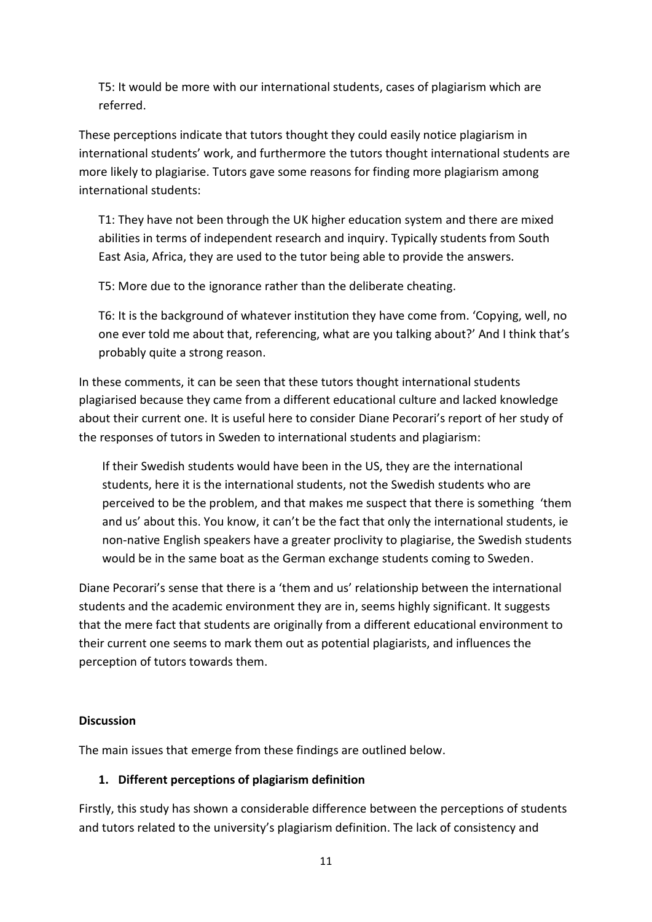T5: It would be more with our international students, cases of plagiarism which are referred.

These perceptions indicate that tutors thought they could easily notice plagiarism in international students' work, and furthermore the tutors thought international students are more likely to plagiarise. Tutors gave some reasons for finding more plagiarism among international students:

T1: They have not been through the UK higher education system and there are mixed abilities in terms of independent research and inquiry. Typically students from South East Asia, Africa, they are used to the tutor being able to provide the answers.

T5: More due to the ignorance rather than the deliberate cheating.

T6: It is the background of whatever institution they have come from. 'Copying, well, no one ever told me about that, referencing, what are you talking about?' And I think that's probably quite a strong reason.

In these comments, it can be seen that these tutors thought international students plagiarised because they came from a different educational culture and lacked knowledge about their current one. It is useful here to consider Diane Pecorari's report of her study of the responses of tutors in Sweden to international students and plagiarism:

> If their Swedish students would have been in the US, they are the international students, here it is the international students, not the Swedish students who are perceived to be the problem, and that makes me suspect that there is something 'them and us' about this. You know, it can't be the fact that only the international students, ie non-native English speakers have a greater proclivity to plagiarise, the Swedish students would be in the same boat as the German exchange students coming to Sweden.

Diane Pecorari's sense that there is a 'them and us' relationship between the international students and the academic environment they are in, seems highly significant. It suggests that the mere fact that students are originally from a different educational environment to their current one seems to mark them out as potential plagiarists, and influences the perception of tutors towards them.

## Discussion

The main issues that emerge from these findings are outlined below.

### 1. Different perceptions of plagiarism definition

Firstly, this study has shown a considerable difference between the perceptions of students and tutors related to the university's plagiarism definition. The lack of consistency and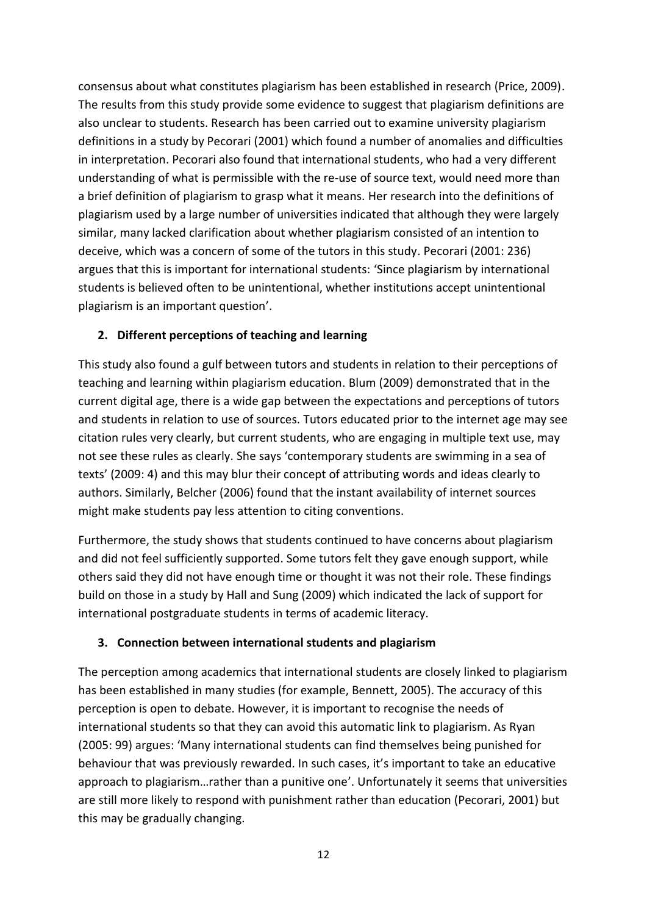consensus about what constitutes plagiarism has been established in research (Price, 2009). The results from this study provide some evidence to suggest that plagiarism definitions are also unclear to students. Research has been carried out to examine university plagiarism definitions in a study by Pecorari (2001) which found a number of anomalies and difficulties in interpretation. Pecorari also found that international students, who had a very different understanding of what is permissible with the re-use of source text, would need more than a brief definition of plagiarism to grasp what it means. Her research into the definitions of plagiarism used by a large number of universities indicated that although they were largely similar, many lacked clarification about whether plagiarism consisted of an intention to deceive, which was a concern of some of the tutors in this study. Pecorari (2001: 236) argues that this is important for international students: 'Since plagiarism by international students is believed often to be unintentional, whether institutions accept unintentional plagiarism is an important question'.

**2. Different perceptions of teaching and learning**

This study also found a gulf between tutors and students in relation to their perceptions of teaching and learning within plagiarism education. Blum (2009) demonstrated that in the current digital age, there is a wide gap between the expectations and perceptions of tutors and students in relation to use of sources. Tutors educated prior to the internet age may see citation rules very clearly, but current students, who are engaging in multiple text use, may not see these rules as clearly. She says 'contemporary students are swimming in a sea of texts' (2009: 4) and this may blur their concept of attributing words and ideas clearly to authors. Similarly, Belcher (2006) found that the instant availability of internet sources might make students pay less attention to citing conventions.

Furthermore, the study shows that students continued to have concerns about plagiarism and did not feel sufficiently supported. Some tutors felt they gave enough support, while others said they did not have enough time or thought it was not their role. These findings build on those in a study by Hall and Sung (2009) which indicated the lack of support for international postgraduate students in terms of academic literacy.

**3. Connection between international students and plagiarism**

The perception among academics that international students are closely linked to plagiarism has been established in many studies (for example, Bennett, 2005). The accuracy of this perception is open to debate. However, it is important to recognise the needs of international students so that they can avoid this automatic link to plagiarism. As Ryan (2005: 99) argues: 'Many international students can find themselves being punished for behaviour that was previously rewarded. In such cases, it's important to take an educative approach to plagiarism…rather than a punitive one'. Unfortunately it seems that universities are still more likely to respond with punishment rather than education (Pecorari, 2001) but this may be gradually changing.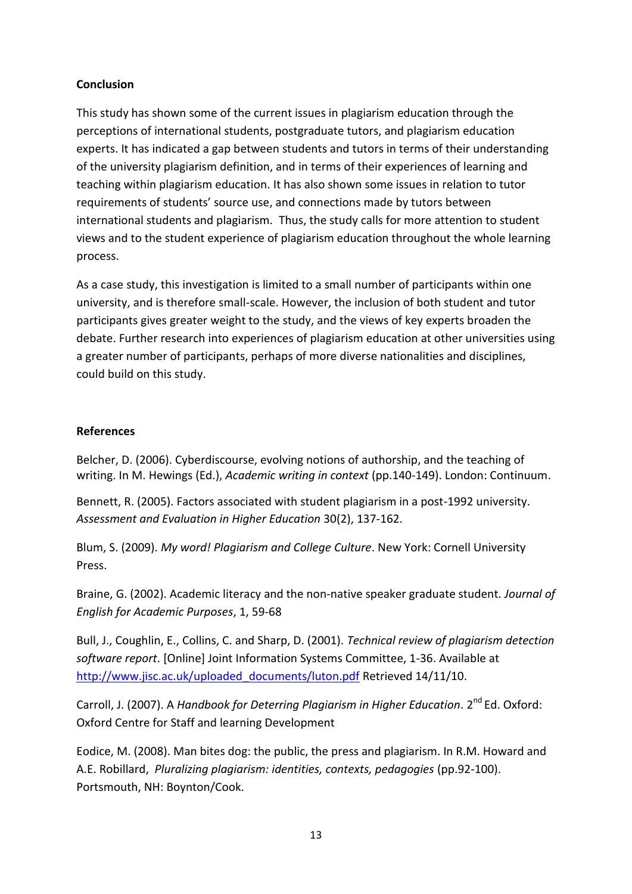## Conclusion

This study has shown some of the current issues in plagiarism education through the perceptions of international students, postgraduate tutors, and plagiarism education experts. It has indicated a gap between students and tutors in terms of their understanding of the university plagiarism definition, and in terms of their experiences of learning and teaching within plagiarism education. It has also shown some issues in relation to tutor requirements of students' source use, and connections made by tutors between international students and plagiarism. Thus, the study calls for more attention to student views and to the student experience of plagiarism education throughout the whole learning process.

As a case study, this investigation is limited to a small number of participants within one university, and is therefore small-scale. However, the inclusion of both student and tutor participants gives greater weight to the study, and the views of key experts broaden the debate. Further research into experiences of plagiarism education at other universities using a greater number of participants, perhaps of more diverse nationalities and disciplines, could build on this study.

## References

Belcher, D. (2006). Cyberdiscourse, evolving notions of authorship, and the teaching of writing. In M. Hewings (Ed.), *Academic writing in context* (pp.140-149). London: Continuum.

Bennett, R. (2005). Factors associated with student plagiarism in a post-1992 university. *Assessment and Evaluation in Higher Education* 30(2), 137-162.

Blum, S. (2009). *My word! Plagiarism and College Culture*. New York: Cornell University Press.

Braine, G. (2002). Academic literacy and the non-native speaker graduate student. *Journal of English for Academic Purposes*, 1, 59-68

Bull, J., Coughlin, E., Collins, C. and Sharp, D. (2001). *Technical review of plagiarism detection software report*. [Online] Joint Information Systems Committee, 1-36. Available at http://www.jisc.ac.uk/uploaded_documents/luton.pdf Retrieved 14/11/10.

Carroll, J. (2007). A *Handbook for Deterring Plagiarism in Higher Education*. 2nd Ed. Oxford: Oxford Centre for Staff and learning Development

Eodice, M. (2008). Man bites dog: the public, the press and plagiarism. In R.M. Howard and A.E. Robillard, *Pluralizing plagiarism: identities, contexts, pedagogies* (pp.92-100). Portsmouth, NH: Boynton/Cook.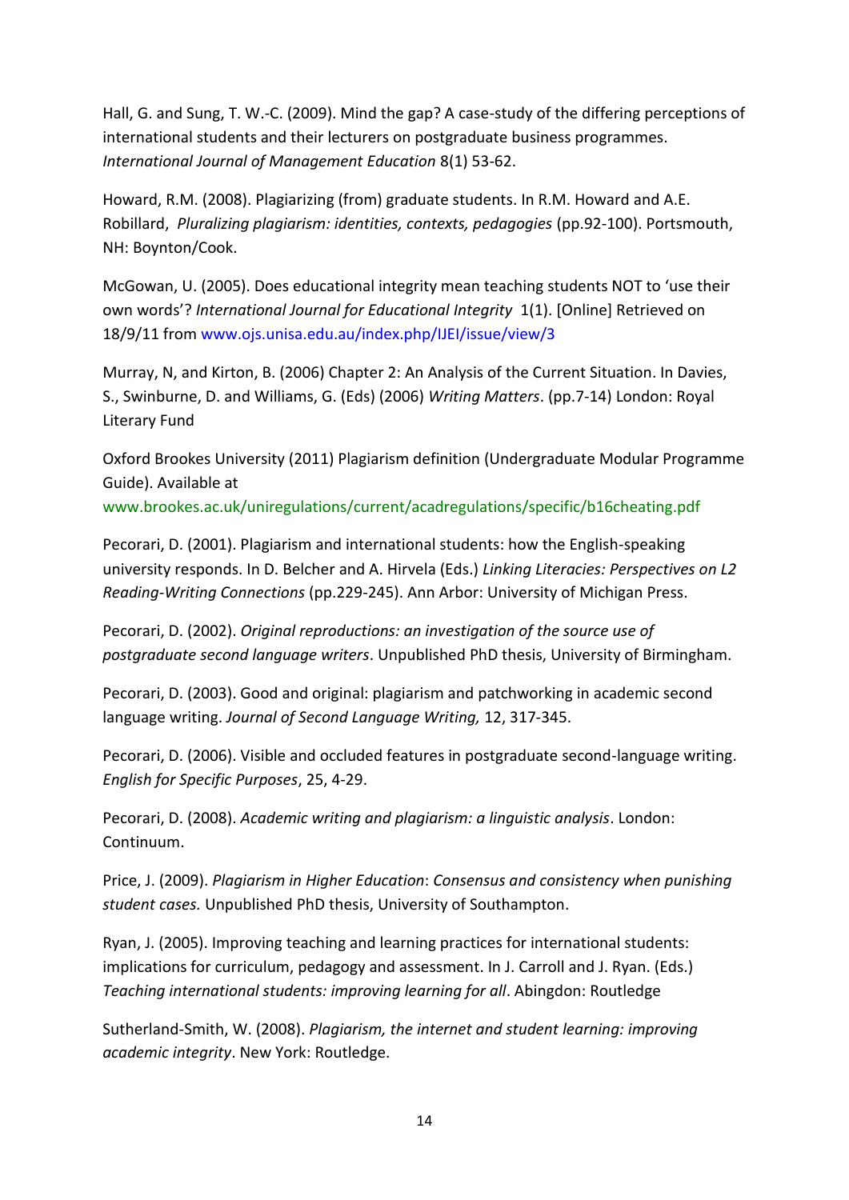Hall, G. and Sung, T. W.-C. (2009). Mind the gap? A case-study of the differing perceptions of international students and their lecturers on postgraduate business programmes. *International Journal of Management Education* 8(1) 53-62.

Howard, R.M. (2008). Plagiarizing (from) graduate students. In R.M. Howard and A.E. Robillard, *Pluralizing plagiarism: identities, contexts, pedagogies* (pp.92-100). Portsmouth, NH: Boynton/Cook.

McGowan, U. (2005). Does educational integrity mean teaching students NOT to 'use their own words'? *International Journal for Educational Integrity* 1(1). [Online] Retrieved on 18/9/11 from www.ojs.unisa.edu.au/index.php/IJEI/issue/view/3

Murray, N, and Kirton, B. (2006) Chapter 2: An Analysis of the Current Situation. In Davies, S., Swinburne, D. and Williams, G. (Eds) (2006) *Writing Matters*. (pp.7-14) London: Royal Literary Fund

Oxford Brookes University (2011) Plagiarism definition (Undergraduate Modular Programme Guide). Available at www.brookes.ac.uk/uniregulations/current/acadregulations/specific/b16cheating.pdf

Pecorari, D. (2001). Plagiarism and international students: how the English-speaking university responds. In D. Belcher and A. Hirvela (Eds.) *Linking Literacies: Perspectives on L2 Reading-Writing Connections* (pp.229-245). Ann Arbor: University of Michigan Press.

Pecorari, D. (2002). *Original reproductions: an investigation of the source use of postgraduate second language writers*. Unpublished PhD thesis, University of Birmingham.

Pecorari, D. (2003). Good and original: plagiarism and patchworking in academic second language writing. *Journal of Second Language Writing,* 12, 317-345.

Pecorari, D. (2006). Visible and occluded features in postgraduate second-language writing. *English for Specific Purposes*, 25, 4-29.

Pecorari, D. (2008). *Academic writing and plagiarism: a linguistic analysis*. London: Continuum.

Price, J. (2009). *Plagiarism in Higher Education*: *Consensus and consistency when punishing student cases.* Unpublished PhD thesis, University of Southampton.

Ryan, J. (2005). Improving teaching and learning practices for international students: implications for curriculum, pedagogy and assessment. In J. Carroll and J. Ryan. (Eds.) *Teaching international students: improving learning for all*. Abingdon: Routledge

Sutherland-Smith, W. (2008). *Plagiarism, the internet and student learning: improving academic integrity*. New York: Routledge.